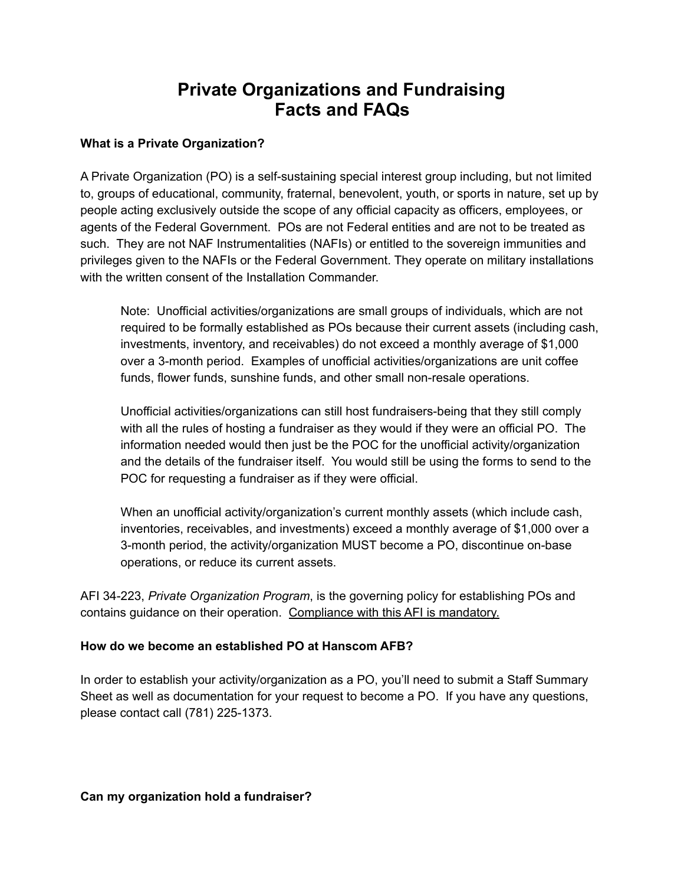# Private Organizations and Fundraising
# Facts and FAQs

**What is a Private Organization?**

A Private Organization (PO) is a self-sustaining special interest group including, but not limited to, groups of educational, community, fraternal, benevolent, youth, or sports in nature, set up by people acting exclusively outside the scope of any official capacity as officers, employees, or agents of the Federal Government. POs are not Federal entities and are not to be treated as such. They are not NAF Instrumentalities (NAFIs) or entitled to the sovereign immunities and privileges given to the NAFIs or the Federal Government. They operate on military installations with the written consent of the Installation Commander.

> Note: Unofficial activities/organizations are small groups of individuals, which are not required to be formally established as POs because their current assets (including cash, investments, inventory, and receivables) do not exceed a monthly average of $1,000 over a 3-month period. Examples of unofficial activities/organizations are unit coffee funds, flower funds, sunshine funds, and other small non-resale operations.
>
> Unofficial activities/organizations can still host fundraisers-being that they still comply with all the rules of hosting a fundraiser as they would if they were an official PO. The information needed would then just be the POC for the unofficial activity/organization and the details of the fundraiser itself. You would still be using the forms to send to the POC for requesting a fundraiser as if they were official.
>
> When an unofficial activity/organization's current monthly assets (which include cash, inventories, receivables, and investments) exceed a monthly average of $1,000 over a 3-month period, the activity/organization MUST become a PO, discontinue on-base operations, or reduce its current assets.

AFI 34-223, *Private Organization Program*, is the governing policy for establishing POs and contains guidance on their operation. <u>Compliance with this AFI is mandatory.</u>

**How do we become an established PO at Hanscom AFB?**

In order to establish your activity/organization as a PO, you'll need to submit a Staff Summary Sheet as well as documentation for your request to become a PO. If you have any questions, please contact call (781) 225-1373.

**Can my organization hold a fundraiser?**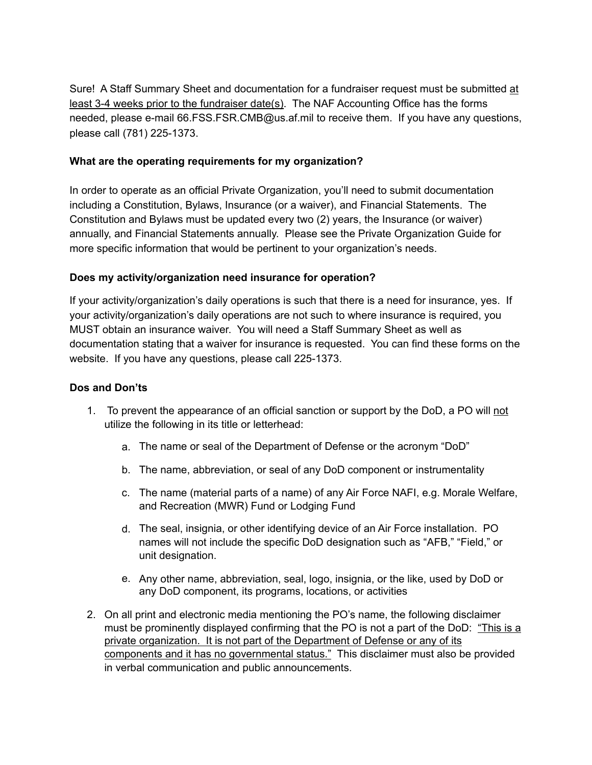Sure! A Staff Summary Sheet and documentation for a fundraiser request must be submitted <u>at least 3-4 weeks prior to the fundraiser date(s)</u>. The NAF Accounting Office has the forms needed, please e-mail 66.FSS.FSR.CMB@us.af.mil to receive them. If you have any questions, please call (781) 225-1373.

**What are the operating requirements for my organization?**

In order to operate as an official Private Organization, you'll need to submit documentation including a Constitution, Bylaws, Insurance (or a waiver), and Financial Statements. The Constitution and Bylaws must be updated every two (2) years, the Insurance (or waiver) annually, and Financial Statements annually. Please see the Private Organization Guide for more specific information that would be pertinent to your organization's needs.

**Does my activity/organization need insurance for operation?**

If your activity/organization's daily operations is such that there is a need for insurance, yes. If your activity/organization's daily operations are not such to where insurance is required, you MUST obtain an insurance waiver. You will need a Staff Summary Sheet as well as documentation stating that a waiver for insurance is requested. You can find these forms on the website. If you have any questions, please call 225-1373.

**Dos and Don'ts**

1. To prevent the appearance of an official sanction or support by the DoD, a PO will <u>not</u> utilize the following in its title or letterhead:
   a. The name or seal of the Department of Defense or the acronym "DoD"
   b. The name, abbreviation, or seal of any DoD component or instrumentality
   c. The name (material parts of a name) of any Air Force NAFI, e.g. Morale Welfare, and Recreation (MWR) Fund or Lodging Fund
   d. The seal, insignia, or other identifying device of an Air Force installation. PO names will not include the specific DoD designation such as "AFB," "Field," or unit designation.
   e. Any other name, abbreviation, seal, logo, insignia, or the like, used by DoD or any DoD component, its programs, locations, or activities
2. On all print and electronic media mentioning the PO's name, the following disclaimer must be prominently displayed confirming that the PO is not a part of the DoD: <u>"This is a private organization. It is not part of the Department of Defense or any of its components and it has no governmental status."</u> This disclaimer must also be provided in verbal communication and public announcements.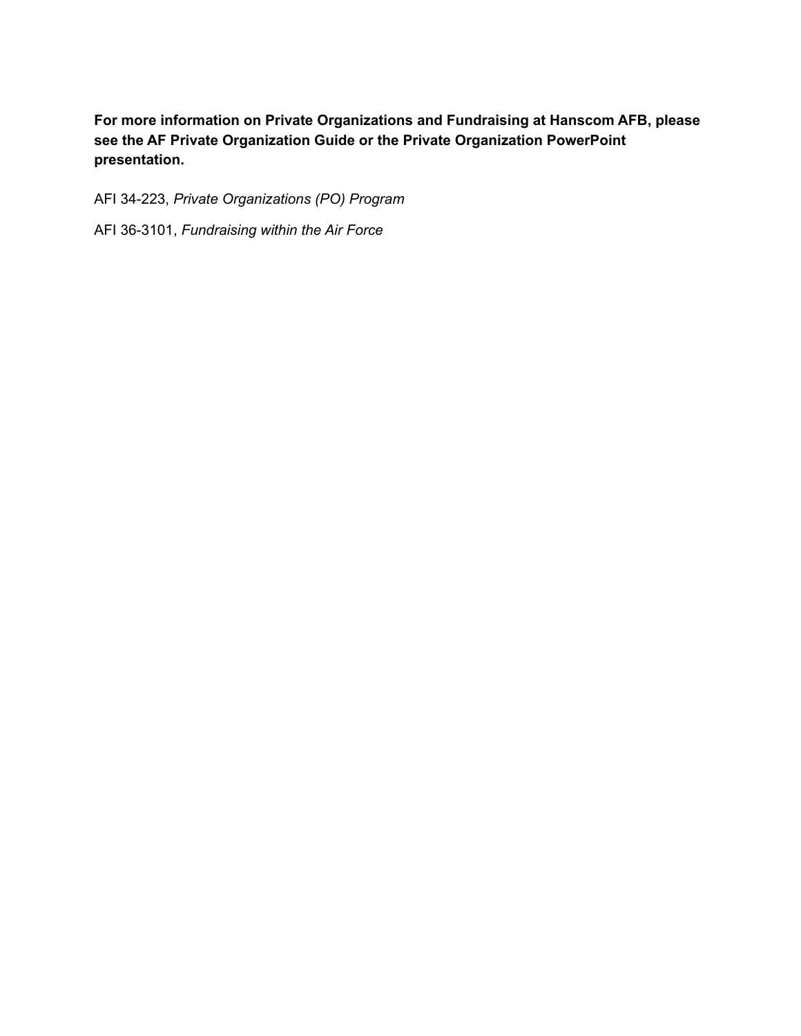**For more information on Private Organizations and Fundraising at Hanscom AFB, please see the AF Private Organization Guide or the Private Organization PowerPoint presentation.**

AFI 34-223, *Private Organizations (PO) Program*

AFI 36-3101, *Fundraising within the Air Force*